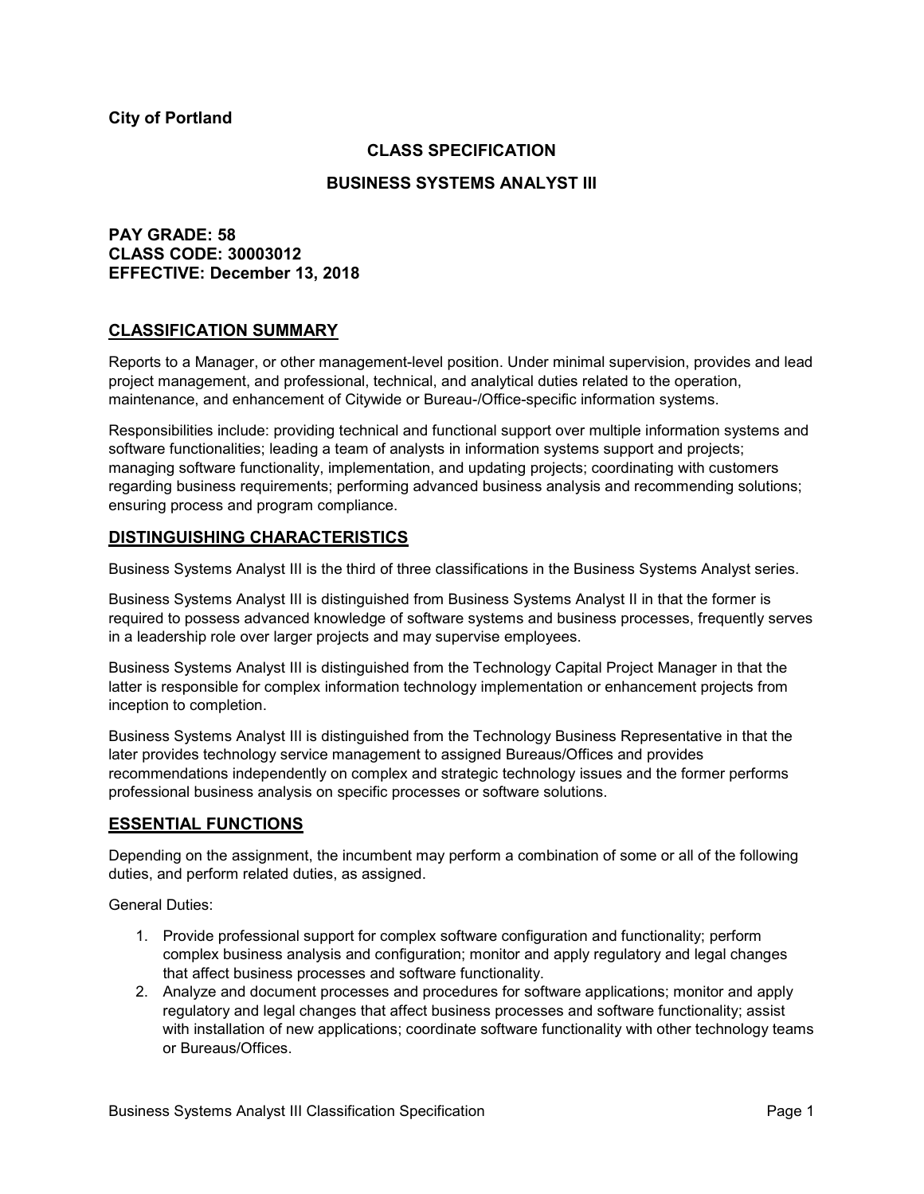**City of Portland**

## CLASS SPECIFICATION

## BUSINESS SYSTEMS ANALYST III

**PAY GRADE: 58**
**CLASS CODE: 30003012**
**EFFECTIVE: December 13, 2018**

## CLASSIFICATION SUMMARY

Reports to a Manager, or other management-level position. Under minimal supervision, provides and lead project management, and professional, technical, and analytical duties related to the operation, maintenance, and enhancement of Citywide or Bureau-/Office-specific information systems.

Responsibilities include: providing technical and functional support over multiple information systems and software functionalities; leading a team of analysts in information systems support and projects; managing software functionality, implementation, and updating projects; coordinating with customers regarding business requirements; performing advanced business analysis and recommending solutions; ensuring process and program compliance.

## DISTINGUISHING CHARACTERISTICS

Business Systems Analyst III is the third of three classifications in the Business Systems Analyst series.

Business Systems Analyst III is distinguished from Business Systems Analyst II in that the former is required to possess advanced knowledge of software systems and business processes, frequently serves in a leadership role over larger projects and may supervise employees.

Business Systems Analyst III is distinguished from the Technology Capital Project Manager in that the latter is responsible for complex information technology implementation or enhancement projects from inception to completion.

Business Systems Analyst III is distinguished from the Technology Business Representative in that the later provides technology service management to assigned Bureaus/Offices and provides recommendations independently on complex and strategic technology issues and the former performs professional business analysis on specific processes or software solutions.

## ESSENTIAL FUNCTIONS

Depending on the assignment, the incumbent may perform a combination of some or all of the following duties, and perform related duties, as assigned.

General Duties:

1. Provide professional support for complex software configuration and functionality; perform complex business analysis and configuration; monitor and apply regulatory and legal changes that affect business processes and software functionality.
2. Analyze and document processes and procedures for software applications; monitor and apply regulatory and legal changes that affect business processes and software functionality; assist with installation of new applications; coordinate software functionality with other technology teams or Bureaus/Offices.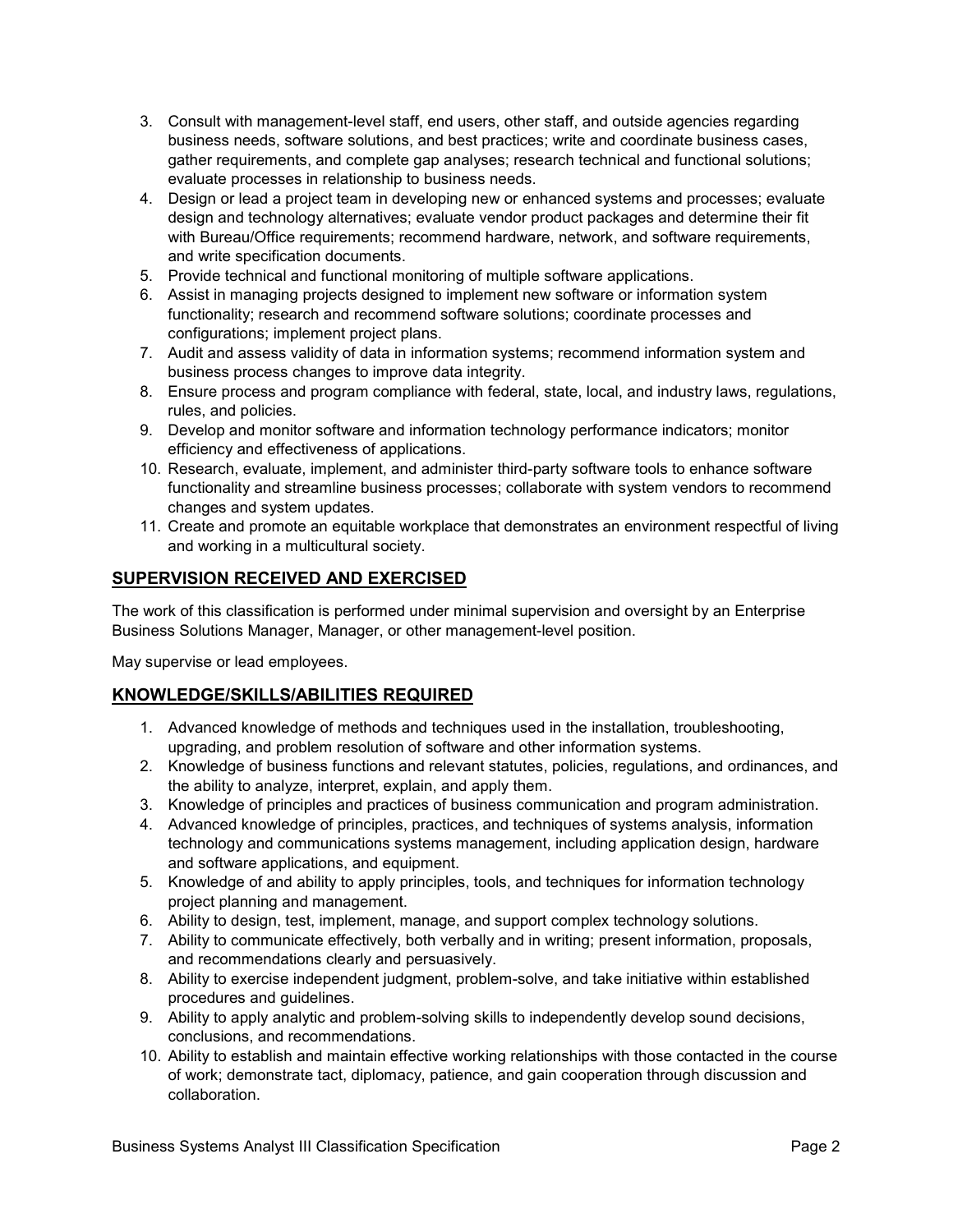3. Consult with management-level staff, end users, other staff, and outside agencies regarding business needs, software solutions, and best practices; write and coordinate business cases, gather requirements, and complete gap analyses; research technical and functional solutions; evaluate processes in relationship to business needs.
4. Design or lead a project team in developing new or enhanced systems and processes; evaluate design and technology alternatives; evaluate vendor product packages and determine their fit with Bureau/Office requirements; recommend hardware, network, and software requirements, and write specification documents.
5. Provide technical and functional monitoring of multiple software applications.
6. Assist in managing projects designed to implement new software or information system functionality; research and recommend software solutions; coordinate processes and configurations; implement project plans.
7. Audit and assess validity of data in information systems; recommend information system and business process changes to improve data integrity.
8. Ensure process and program compliance with federal, state, local, and industry laws, regulations, rules, and policies.
9. Develop and monitor software and information technology performance indicators; monitor efficiency and effectiveness of applications.
10. Research, evaluate, implement, and administer third-party software tools to enhance software functionality and streamline business processes; collaborate with system vendors to recommend changes and system updates.
11. Create and promote an equitable workplace that demonstrates an environment respectful of living and working in a multicultural society.

## SUPERVISION RECEIVED AND EXERCISED

The work of this classification is performed under minimal supervision and oversight by an Enterprise Business Solutions Manager, Manager, or other management-level position.

May supervise or lead employees.

## KNOWLEDGE/SKILLS/ABILITIES REQUIRED

1. Advanced knowledge of methods and techniques used in the installation, troubleshooting, upgrading, and problem resolution of software and other information systems.
2. Knowledge of business functions and relevant statutes, policies, regulations, and ordinances, and the ability to analyze, interpret, explain, and apply them.
3. Knowledge of principles and practices of business communication and program administration.
4. Advanced knowledge of principles, practices, and techniques of systems analysis, information technology and communications systems management, including application design, hardware and software applications, and equipment.
5. Knowledge of and ability to apply principles, tools, and techniques for information technology project planning and management.
6. Ability to design, test, implement, manage, and support complex technology solutions.
7. Ability to communicate effectively, both verbally and in writing; present information, proposals, and recommendations clearly and persuasively.
8. Ability to exercise independent judgment, problem-solve, and take initiative within established procedures and guidelines.
9. Ability to apply analytic and problem-solving skills to independently develop sound decisions, conclusions, and recommendations.
10. Ability to establish and maintain effective working relationships with those contacted in the course of work; demonstrate tact, diplomacy, patience, and gain cooperation through discussion and collaboration.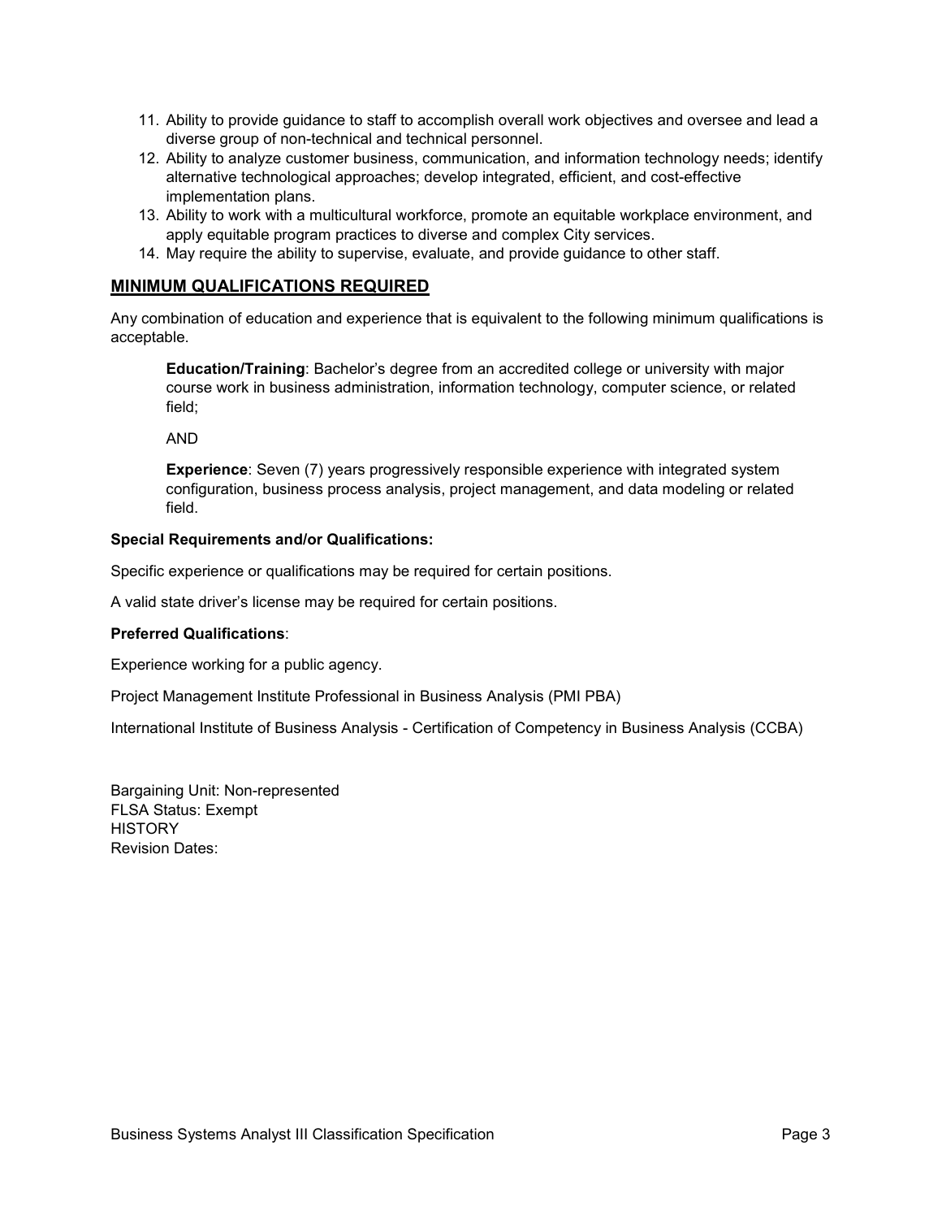11. Ability to provide guidance to staff to accomplish overall work objectives and oversee and lead a diverse group of non-technical and technical personnel.
12. Ability to analyze customer business, communication, and information technology needs; identify alternative technological approaches; develop integrated, efficient, and cost-effective implementation plans.
13. Ability to work with a multicultural workforce, promote an equitable workplace environment, and apply equitable program practices to diverse and complex City services.
14. May require the ability to supervise, evaluate, and provide guidance to other staff.

## MINIMUM QUALIFICATIONS REQUIRED

Any combination of education and experience that is equivalent to the following minimum qualifications is acceptable.

**Education/Training**: Bachelor's degree from an accredited college or university with major course work in business administration, information technology, computer science, or related field;

AND

**Experience**: Seven (7) years progressively responsible experience with integrated system configuration, business process analysis, project management, and data modeling or related field.

**Special Requirements and/or Qualifications:**

Specific experience or qualifications may be required for certain positions.

A valid state driver's license may be required for certain positions.

**Preferred Qualifications**:

Experience working for a public agency.

Project Management Institute Professional in Business Analysis (PMI PBA)

International Institute of Business Analysis - Certification of Competency in Business Analysis (CCBA)

Bargaining Unit: Non-represented
FLSA Status: Exempt
HISTORY
Revision Dates: